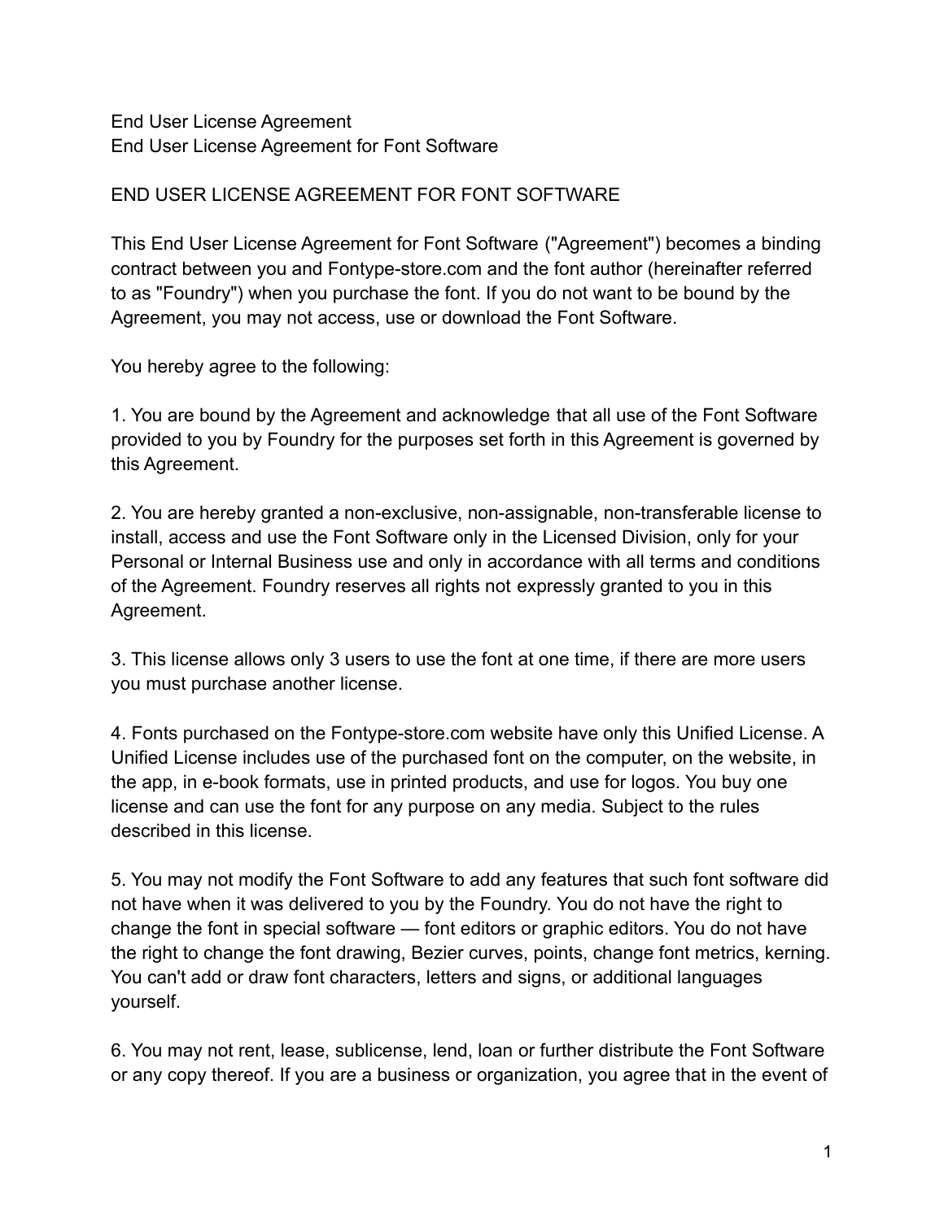End User License Agreement
End User License Agreement for Font Software

# END USER LICENSE AGREEMENT FOR FONT SOFTWARE

This End User License Agreement for Font Software ("Agreement") becomes a binding contract between you and Fontype-store.com and the font author (hereinafter referred to as "Foundry") when you purchase the font. If you do not want to be bound by the Agreement, you may not access, use or download the Font Software.

You hereby agree to the following:

1. You are bound by the Agreement and acknowledge that all use of the Font Software provided to you by Foundry for the purposes set forth in this Agreement is governed by this Agreement.

2. You are hereby granted a non-exclusive, non-assignable, non-transferable license to install, access and use the Font Software only in the Licensed Division, only for your Personal or Internal Business use and only in accordance with all terms and conditions of the Agreement. Foundry reserves all rights not expressly granted to you in this Agreement.

3. This license allows only 3 users to use the font at one time, if there are more users you must purchase another license.

4. Fonts purchased on the Fontype-store.com website have only this Unified License. A Unified License includes use of the purchased font on the computer, on the website, in the app, in e-book formats, use in printed products, and use for logos. You buy one license and can use the font for any purpose on any media. Subject to the rules described in this license.

5. You may not modify the Font Software to add any features that such font software did not have when it was delivered to you by the Foundry. You do not have the right to change the font in special software — font editors or graphic editors. You do not have the right to change the font drawing, Bezier curves, points, change font metrics, kerning. You can't add or draw font characters, letters and signs, or additional languages yourself.

6. You may not rent, lease, sublicense, lend, loan or further distribute the Font Software or any copy thereof. If you are a business or organization, you agree that in the event of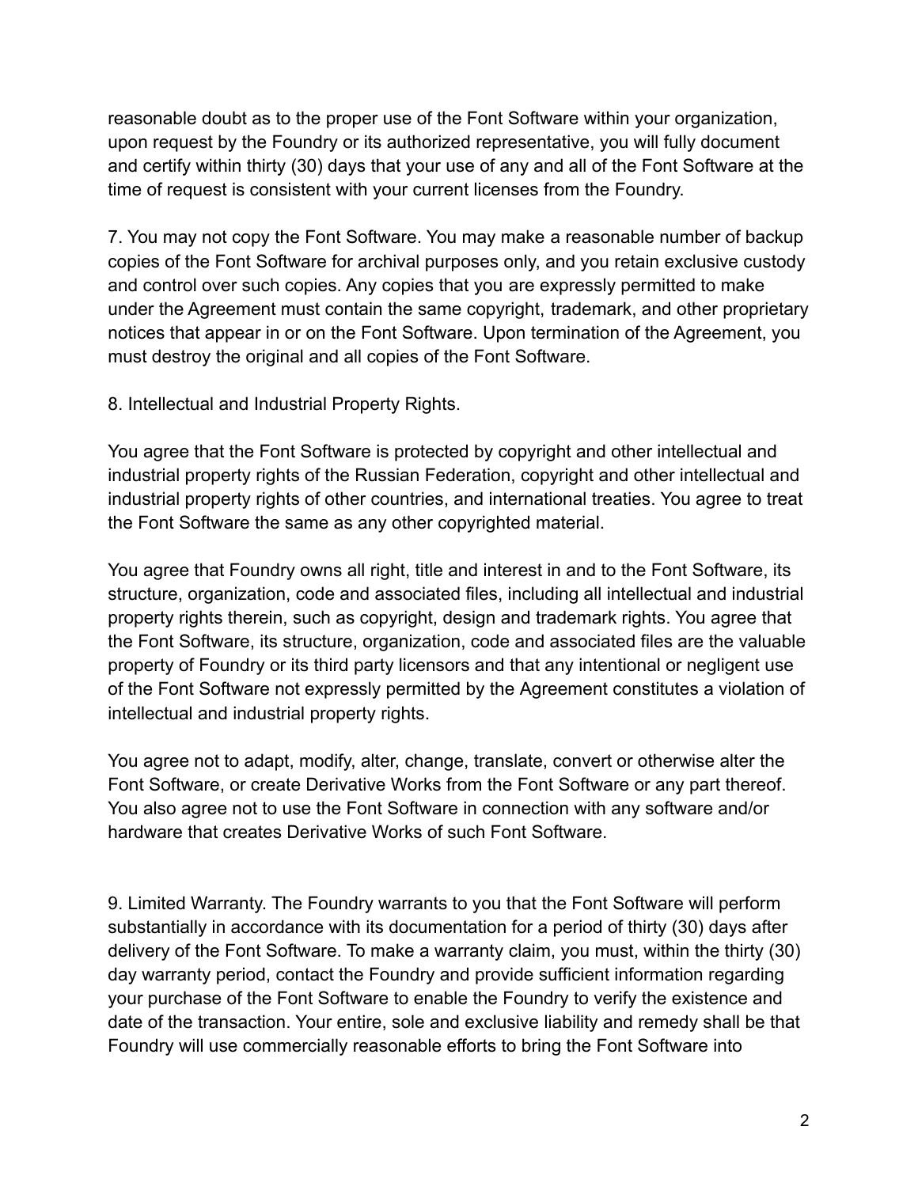reasonable doubt as to the proper use of the Font Software within your organization, upon request by the Foundry or its authorized representative, you will fully document and certify within thirty (30) days that your use of any and all of the Font Software at the time of request is consistent with your current licenses from the Foundry.

7. You may not copy the Font Software. You may make a reasonable number of backup copies of the Font Software for archival purposes only, and you retain exclusive custody and control over such copies. Any copies that you are expressly permitted to make under the Agreement must contain the same copyright, trademark, and other proprietary notices that appear in or on the Font Software. Upon termination of the Agreement, you must destroy the original and all copies of the Font Software.

8. Intellectual and Industrial Property Rights.

You agree that the Font Software is protected by copyright and other intellectual and industrial property rights of the Russian Federation, copyright and other intellectual and industrial property rights of other countries, and international treaties. You agree to treat the Font Software the same as any other copyrighted material.

You agree that Foundry owns all right, title and interest in and to the Font Software, its structure, organization, code and associated files, including all intellectual and industrial property rights therein, such as copyright, design and trademark rights. You agree that the Font Software, its structure, organization, code and associated files are the valuable property of Foundry or its third party licensors and that any intentional or negligent use of the Font Software not expressly permitted by the Agreement constitutes a violation of intellectual and industrial property rights.

You agree not to adapt, modify, alter, change, translate, convert or otherwise alter the Font Software, or create Derivative Works from the Font Software or any part thereof. You also agree not to use the Font Software in connection with any software and/or hardware that creates Derivative Works of such Font Software.

9. Limited Warranty. The Foundry warrants to you that the Font Software will perform substantially in accordance with its documentation for a period of thirty (30) days after delivery of the Font Software. To make a warranty claim, you must, within the thirty (30) day warranty period, contact the Foundry and provide sufficient information regarding your purchase of the Font Software to enable the Foundry to verify the existence and date of the transaction. Your entire, sole and exclusive liability and remedy shall be that Foundry will use commercially reasonable efforts to bring the Font Software into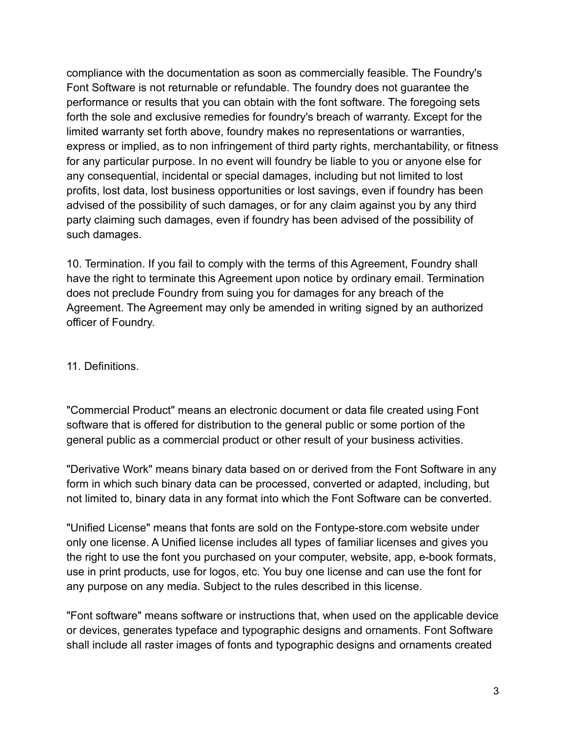compliance with the documentation as soon as commercially feasible. The Foundry's Font Software is not returnable or refundable. The foundry does not guarantee the performance or results that you can obtain with the font software. The foregoing sets forth the sole and exclusive remedies for foundry's breach of warranty. Except for the limited warranty set forth above, foundry makes no representations or warranties, express or implied, as to non infringement of third party rights, merchantability, or fitness for any particular purpose. In no event will foundry be liable to you or anyone else for any consequential, incidental or special damages, including but not limited to lost profits, lost data, lost business opportunities or lost savings, even if foundry has been advised of the possibility of such damages, or for any claim against you by any third party claiming such damages, even if foundry has been advised of the possibility of such damages.

10. Termination. If you fail to comply with the terms of this Agreement, Foundry shall have the right to terminate this Agreement upon notice by ordinary email. Termination does not preclude Foundry from suing you for damages for any breach of the Agreement. The Agreement may only be amended in writing signed by an authorized officer of Foundry.

11. Definitions.

"Commercial Product" means an electronic document or data file created using Font software that is offered for distribution to the general public or some portion of the general public as a commercial product or other result of your business activities.

"Derivative Work" means binary data based on or derived from the Font Software in any form in which such binary data can be processed, converted or adapted, including, but not limited to, binary data in any format into which the Font Software can be converted.

"Unified License" means that fonts are sold on the Fontype-store.com website under only one license. A Unified license includes all types of familiar licenses and gives you the right to use the font you purchased on your computer, website, app, e-book formats, use in print products, use for logos, etc. You buy one license and can use the font for any purpose on any media. Subject to the rules described in this license.

"Font software" means software or instructions that, when used on the applicable device or devices, generates typeface and typographic designs and ornaments. Font Software shall include all raster images of fonts and typographic designs and ornaments created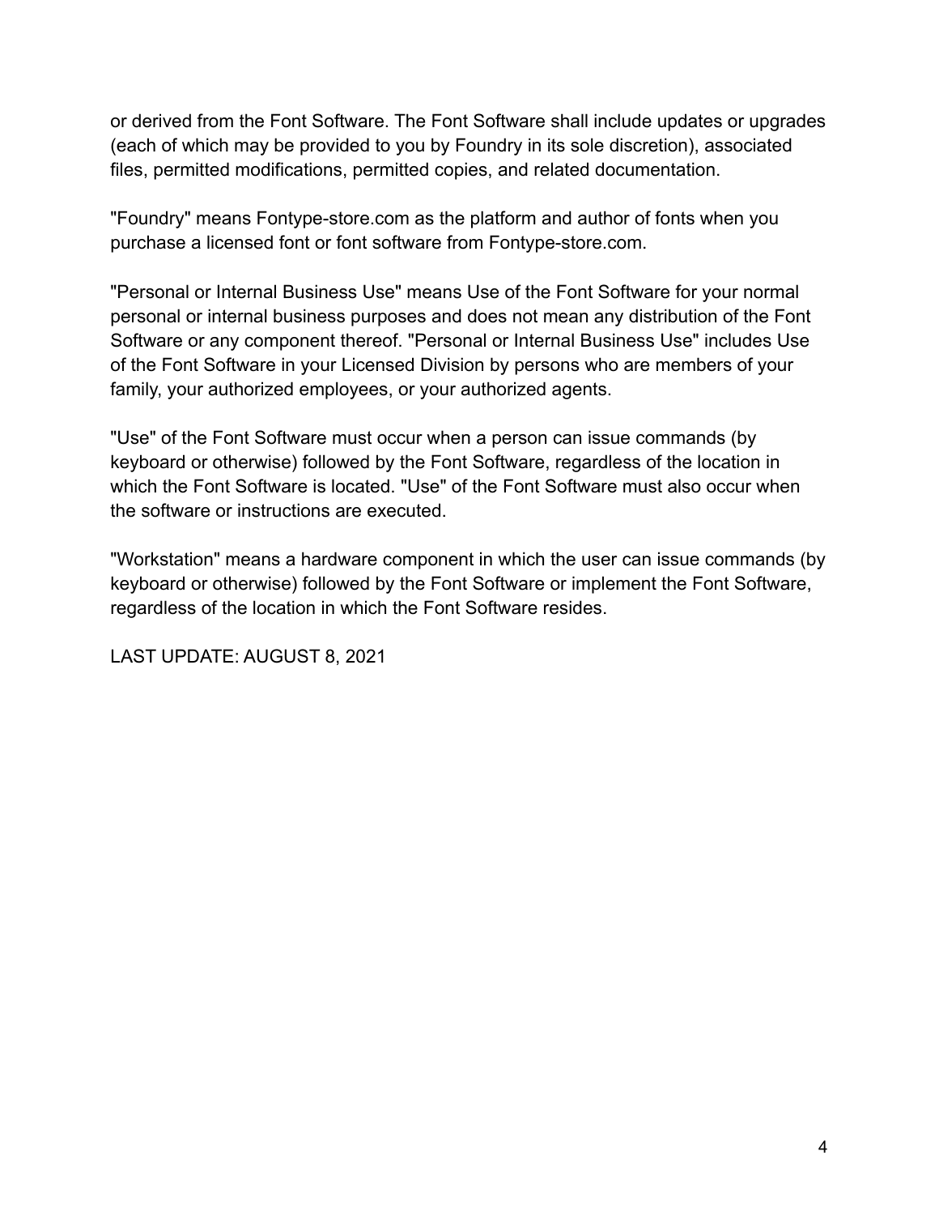or derived from the Font Software. The Font Software shall include updates or upgrades (each of which may be provided to you by Foundry in its sole discretion), associated files, permitted modifications, permitted copies, and related documentation.

"Foundry" means Fontype-store.com as the platform and author of fonts when you purchase a licensed font or font software from Fontype-store.com.

"Personal or Internal Business Use" means Use of the Font Software for your normal personal or internal business purposes and does not mean any distribution of the Font Software or any component thereof. "Personal or Internal Business Use" includes Use of the Font Software in your Licensed Division by persons who are members of your family, your authorized employees, or your authorized agents.

"Use" of the Font Software must occur when a person can issue commands (by keyboard or otherwise) followed by the Font Software, regardless of the location in which the Font Software is located. "Use" of the Font Software must also occur when the software or instructions are executed.

"Workstation" means a hardware component in which the user can issue commands (by keyboard or otherwise) followed by the Font Software or implement the Font Software, regardless of the location in which the Font Software resides.

LAST UPDATE: AUGUST 8, 2021